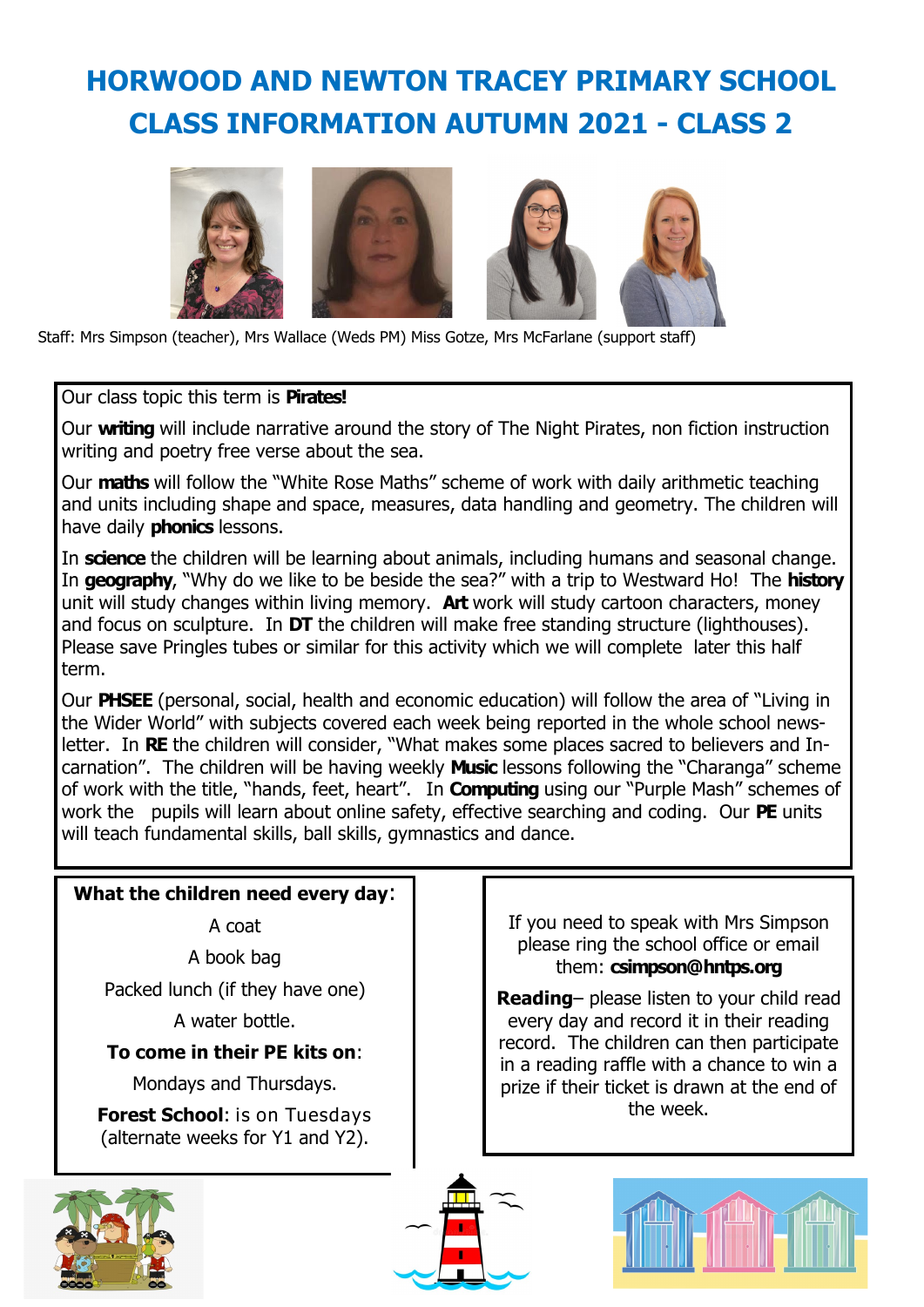# HORWOOD AND NEWTON TRACEY PRIMARY SCHOOL
# CLASS INFORMATION AUTUMN 2021 - CLASS 2

Staff: Mrs Simpson (teacher), Mrs Wallace (Weds PM) Miss Gotze, Mrs McFarlane (support staff)

Our class topic this term is **Pirates!**

Our **writing** will include narrative around the story of The Night Pirates, non fiction instruction writing and poetry free verse about the sea.

Our **maths** will follow the "White Rose Maths" scheme of work with daily arithmetic teaching and units including shape and space, measures, data handling and geometry. The children will have daily **phonics** lessons.

In **science** the children will be learning about animals, including humans and seasonal change. In **geography**, "Why do we like to be beside the sea?" with a trip to Westward Ho! The **history** unit will study changes within living memory. **Art** work will study cartoon characters, money and focus on sculpture. In **DT** the children will make free standing structure (lighthouses). Please save Pringles tubes or similar for this activity which we will complete later this half term.

Our **PHSEE** (personal, social, health and economic education) will follow the area of "Living in the Wider World" with subjects covered each week being reported in the whole school newsletter. In **RE** the children will consider, "What makes some places sacred to believers and Incarnation". The children will be having weekly **Music** lessons following the "Charanga" scheme of work with the title, "hands, feet, heart". In **Computing** using our "Purple Mash" schemes of work the pupils will learn about online safety, effective searching and coding. Our **PE** units will teach fundamental skills, ball skills, gymnastics and dance.

**What the children need every day**:

A coat

A book bag

Packed lunch (if they have one)

A water bottle.

**To come in their PE kits on**:

Mondays and Thursdays.

**Forest School**: is on Tuesdays (alternate weeks for Y1 and Y2).

If you need to speak with Mrs Simpson please ring the school office or email them: **csimpson@hntps.org**

**Reading**– please listen to your child read every day and record it in their reading record. The children can then participate in a reading raffle with a chance to win a prize if their ticket is drawn at the end of the week.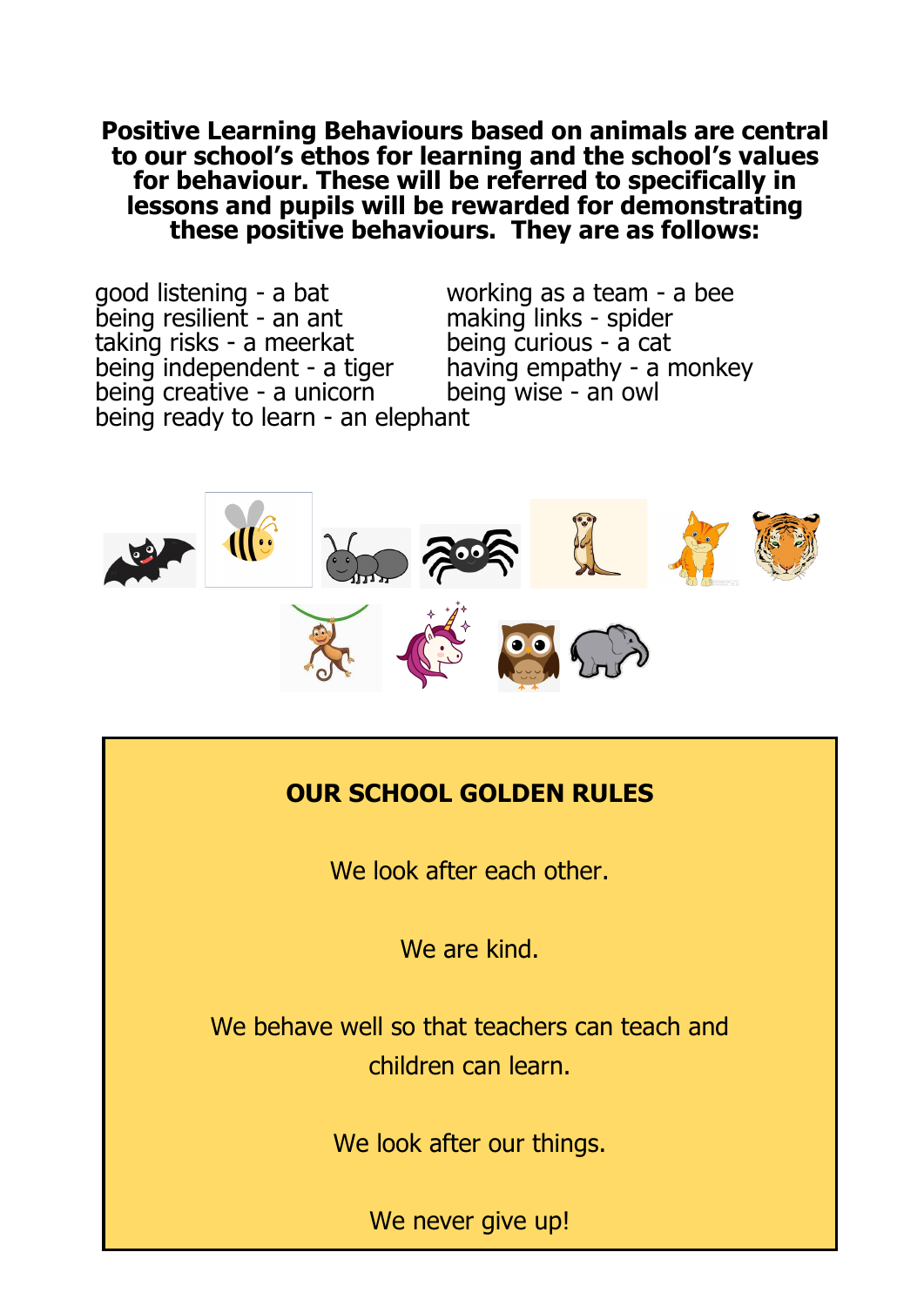**Positive Learning Behaviours based on animals are central to our school's ethos for learning and the school's values for behaviour. These will be referred to specifically in lessons and pupils will be rewarded for demonstrating these positive behaviours. They are as follows:**

good listening - a bat
being resilient - an ant
taking risks - a meerkat
being independent - a tiger
being creative - a unicorn
being ready to learn - an elephant
working as a team - a bee
making links - spider
being curious - a cat
having empathy - a monkey
being wise - an owl

## OUR SCHOOL GOLDEN RULES

We look after each other.

We are kind.

We behave well so that teachers can teach and children can learn.

We look after our things.

We never give up!